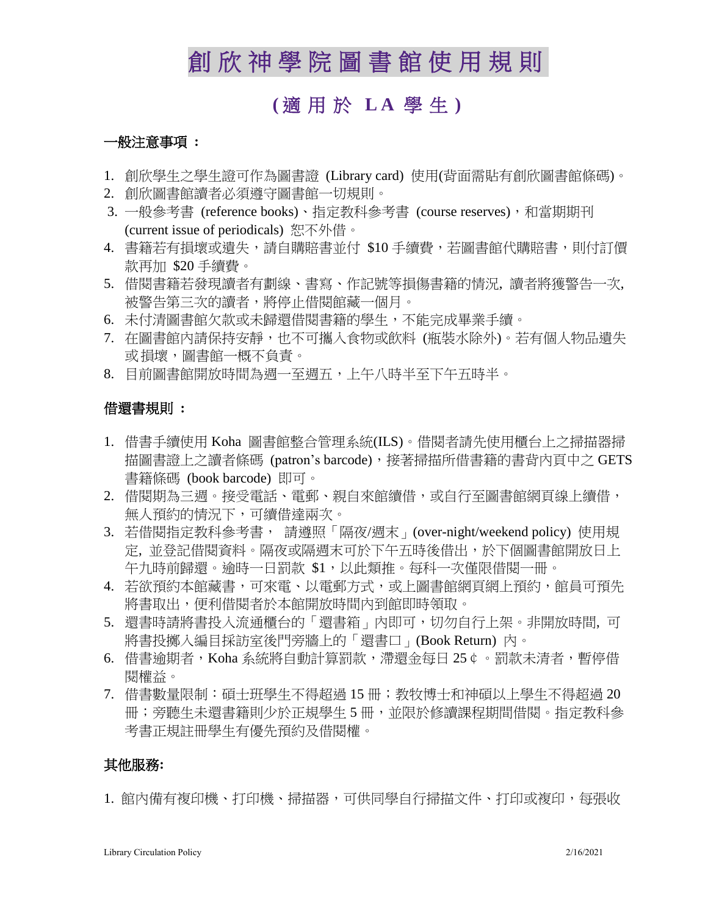# 創欣神學院圖書館使用規則

## (適用於 LA 學生)

### 一般注意事項 ：

1. 創欣學生之學生證可作為圖書證 (Library card) 使用(背面需貼有創欣圖書館條碼)。
2. 創欣圖書館讀者必須遵守圖書館一切規則。
3. 一般參考書 (reference books)、指定教科參考書 (course reserves)，和當期期刊 (current issue of periodicals) 恕不外借。
4. 書籍若有損壞或遺失，請自購賠書並付 $10 手續費，若圖書館代購賠書，則付訂價款再加 $20 手續費。
5. 借閱書籍若發現讀者有劃線、書寫、作記號等損傷書籍的情況, 讀者將獲警告一次, 被警告第三次的讀者，將停止借閱館藏一個月。
6. 未付清圖書館欠款或未歸還借閱書籍的學生，不能完成畢業手續。
7. 在圖書館內請保持安靜，也不可攜入食物或飲料 (瓶裝水除外)。若有個人物品遺失或損壞，圖書館一概不負責。
8. 目前圖書館開放時間為週一至週五，上午八時半至下午五時半。

### 借還書規則 ：

1. 借書手續使用 Koha 圖書館整合管理系統(ILS)。借閱者請先使用櫃台上之掃描器掃描圖書證上之讀者條碼 (patron's barcode)，接著掃描所借書籍的書背內頁中之 GETS 書籍條碼 (book barcode) 即可。
2. 借閱期為三週。接受電話、電郵、親自來館續借，或自行至圖書館網頁線上續借，無人預約的情況下，可續借達兩次。
3. 若借閱指定教科參考書， 請遵照「隔夜/週末」(over-night/weekend policy) 使用規定, 並登記借閱資料。隔夜或隔週末可於下午五時後借出，於下個圖書館開放日上午九時前歸還。逾時一日罰款 $1，以此類推。每科一次僅限借閱一冊。
4. 若欲預約本館藏書，可來電、以電郵方式，或上圖書館網頁網上預約，館員可預先將書取出，便利借閱者於本館開放時間內到館即時領取。
5. 還書時請將書投入流通櫃台的「還書箱」內即可，切勿自行上架。非開放時間, 可將書投擲入編目採訪室後門旁牆上的「還書口」(Book Return) 內。
6. 借書逾期者，Koha 系統將自動計算罰款，滯還金每日 25 ¢ 。罰款未清者，暫停借閱權益。
7. 借書數量限制：碩士班學生不得超過 15 冊；教牧博士和神碩以上學生不得超過 20 冊；旁聽生未還書籍則少於正規學生 5 冊，並限於修讀課程期間借閱。指定教科參考書正規註冊學生有優先預約及借閱權。

### 其他服務:

1. 館內備有複印機、打印機、掃描器，可供同學自行掃描文件、打印或複印，每張收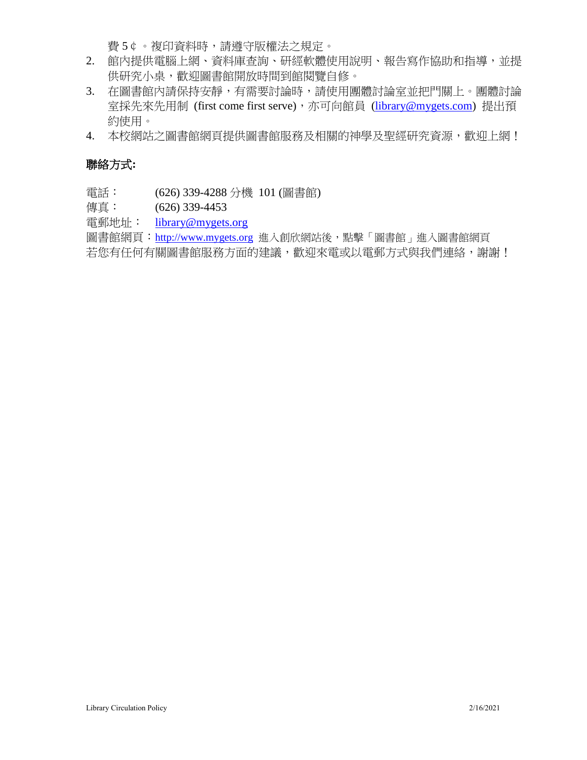費 5￠。複印資料時，請遵守版權法之規定。

2. 館內提供電腦上網、資料庫查詢、研經軟體使用說明、報告寫作協助和指導，並提供研究小桌，歡迎圖書館開放時間到館閱覽自修。
3. 在圖書館內請保持安靜，有需要討論時，請使用團體討論室並把門關上。團體討論室採先來先用制 (first come first serve)，亦可向館員 (library@mygets.com) 提出預約使用。
4. 本校網站之圖書館網頁提供圖書館服務及相關的神學及聖經研究資源，歡迎上網！

**聯絡方式:**

電話： (626) 339-4288 分機 101 (圖書館)

傳真： (626) 339-4453

電郵地址： library@mygets.org

圖書館網頁：http://www.mygets.org 進入創欣網站後，點擊「圖書館」進入圖書館網頁

若您有任何有關圖書館服務方面的建議，歡迎來電或以電郵方式與我們連絡，謝謝！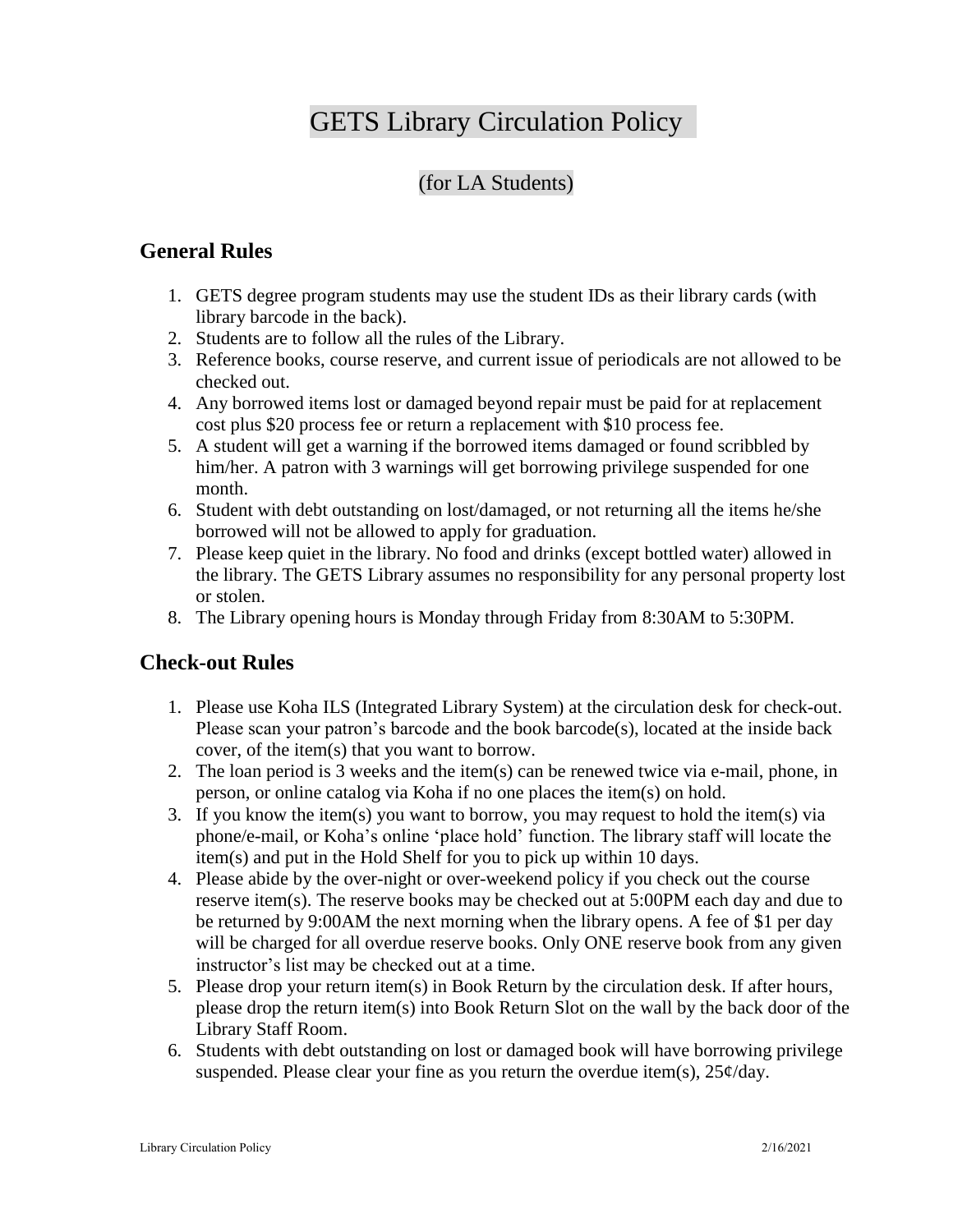# GETS Library Circulation Policy

## (for LA Students)

## General Rules

1. GETS degree program students may use the student IDs as their library cards (with library barcode in the back).
2. Students are to follow all the rules of the Library.
3. Reference books, course reserve, and current issue of periodicals are not allowed to be checked out.
4. Any borrowed items lost or damaged beyond repair must be paid for at replacement cost plus $20 process fee or return a replacement with $10 process fee.
5. A student will get a warning if the borrowed items damaged or found scribbled by him/her. A patron with 3 warnings will get borrowing privilege suspended for one month.
6. Student with debt outstanding on lost/damaged, or not returning all the items he/she borrowed will not be allowed to apply for graduation.
7. Please keep quiet in the library. No food and drinks (except bottled water) allowed in the library. The GETS Library assumes no responsibility for any personal property lost or stolen.
8. The Library opening hours is Monday through Friday from 8:30AM to 5:30PM.

## Check-out Rules

1. Please use Koha ILS (Integrated Library System) at the circulation desk for check-out. Please scan your patron's barcode and the book barcode(s), located at the inside back cover, of the item(s) that you want to borrow.
2. The loan period is 3 weeks and the item(s) can be renewed twice via e-mail, phone, in person, or online catalog via Koha if no one places the item(s) on hold.
3. If you know the item(s) you want to borrow, you may request to hold the item(s) via phone/e-mail, or Koha's online 'place hold' function. The library staff will locate the item(s) and put in the Hold Shelf for you to pick up within 10 days.
4. Please abide by the over-night or over-weekend policy if you check out the course reserve item(s). The reserve books may be checked out at 5:00PM each day and due to be returned by 9:00AM the next morning when the library opens. A fee of $1 per day will be charged for all overdue reserve books. Only ONE reserve book from any given instructor's list may be checked out at a time.
5. Please drop your return item(s) in Book Return by the circulation desk. If after hours, please drop the return item(s) into Book Return Slot on the wall by the back door of the Library Staff Room.
6. Students with debt outstanding on lost or damaged book will have borrowing privilege suspended. Please clear your fine as you return the overdue item(s), 25¢/day.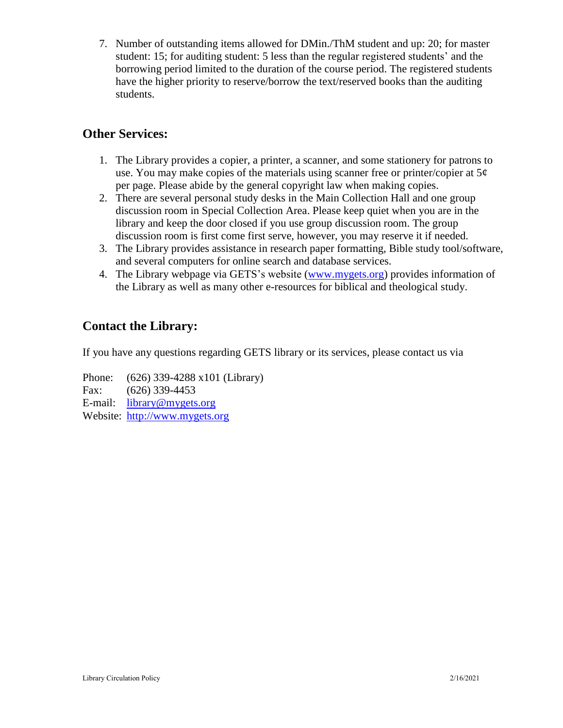7. Number of outstanding items allowed for DMin./ThM student and up: 20; for master student: 15; for auditing student: 5 less than the regular registered students' and the borrowing period limited to the duration of the course period. The registered students have the higher priority to reserve/borrow the text/reserved books than the auditing students.

## Other Services:

1. The Library provides a copier, a printer, a scanner, and some stationery for patrons to use. You may make copies of the materials using scanner free or printer/copier at 5¢ per page. Please abide by the general copyright law when making copies.
2. There are several personal study desks in the Main Collection Hall and one group discussion room in Special Collection Area. Please keep quiet when you are in the library and keep the door closed if you use group discussion room. The group discussion room is first come first serve, however, you may reserve it if needed.
3. The Library provides assistance in research paper formatting, Bible study tool/software, and several computers for online search and database services.
4. The Library webpage via GETS's website (www.mygets.org) provides information of the Library as well as many other e-resources for biblical and theological study.

## Contact the Library:

If you have any questions regarding GETS library or its services, please contact us via

Phone: (626) 339-4288 x101 (Library)
Fax: (626) 339-4453
E-mail: library@mygets.org
Website: http://www.mygets.org